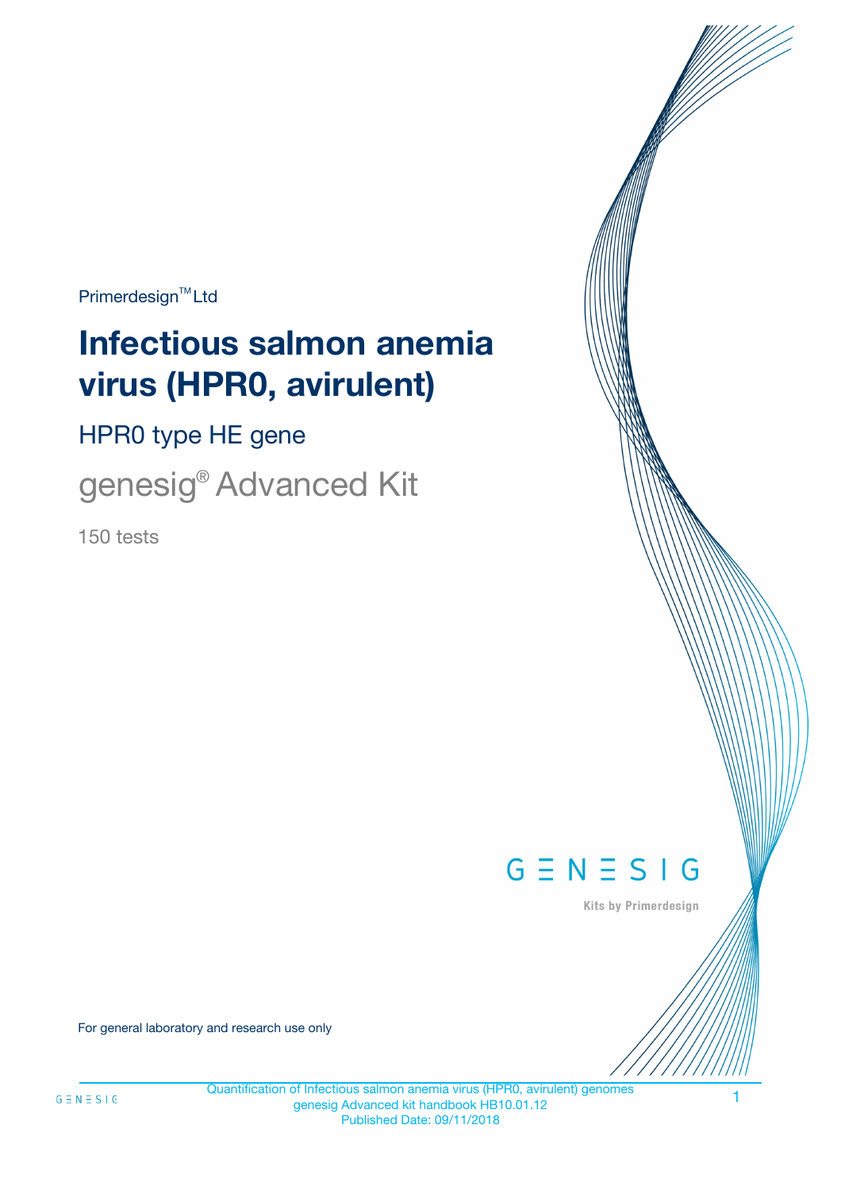Primerdesign™ Ltd

# Infectious salmon anemia virus (HPR0, avirulent)

## HPR0 type HE gene

genesig® Advanced Kit

150 tests

For general laboratory and research use only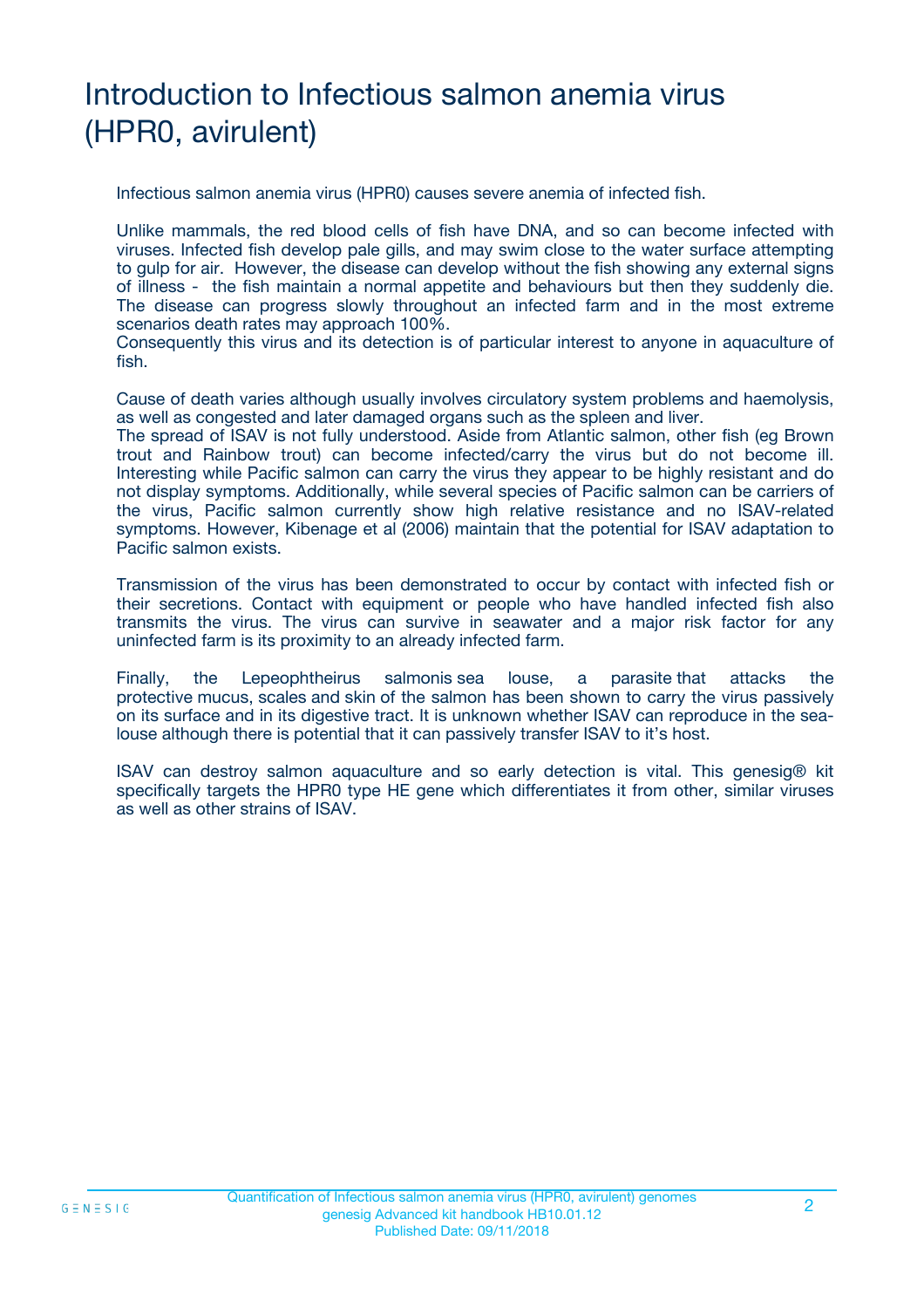# Introduction to Infectious salmon anemia virus (HPR0, avirulent)

Infectious salmon anemia virus (HPR0) causes severe anemia of infected fish.

Unlike mammals, the red blood cells of fish have DNA, and so can become infected with viruses. Infected fish develop pale gills, and may swim close to the water surface attempting to gulp for air. However, the disease can develop without the fish showing any external signs of illness - the fish maintain a normal appetite and behaviours but then they suddenly die. The disease can progress slowly throughout an infected farm and in the most extreme scenarios death rates may approach 100%.
Consequently this virus and its detection is of particular interest to anyone in aquaculture of fish.

Cause of death varies although usually involves circulatory system problems and haemolysis, as well as congested and later damaged organs such as the spleen and liver.
The spread of ISAV is not fully understood. Aside from Atlantic salmon, other fish (eg Brown trout and Rainbow trout) can become infected/carry the virus but do not become ill. Interesting while Pacific salmon can carry the virus they appear to be highly resistant and do not display symptoms. Additionally, while several species of Pacific salmon can be carriers of the virus, Pacific salmon currently show high relative resistance and no ISAV-related symptoms. However, Kibenage et al (2006) maintain that the potential for ISAV adaptation to Pacific salmon exists.

Transmission of the virus has been demonstrated to occur by contact with infected fish or their secretions. Contact with equipment or people who have handled infected fish also transmits the virus. The virus can survive in seawater and a major risk factor for any uninfected farm is its proximity to an already infected farm.

Finally, the Lepeophtheirus salmonis sea louse, a parasite that attacks the protective mucus, scales and skin of the salmon has been shown to carry the virus passively on its surface and in its digestive tract. It is unknown whether ISAV can reproduce in the sea-louse although there is potential that it can passively transfer ISAV to it's host.

ISAV can destroy salmon aquaculture and so early detection is vital. This genesig® kit specifically targets the HPR0 type HE gene which differentiates it from other, similar viruses as well as other strains of ISAV.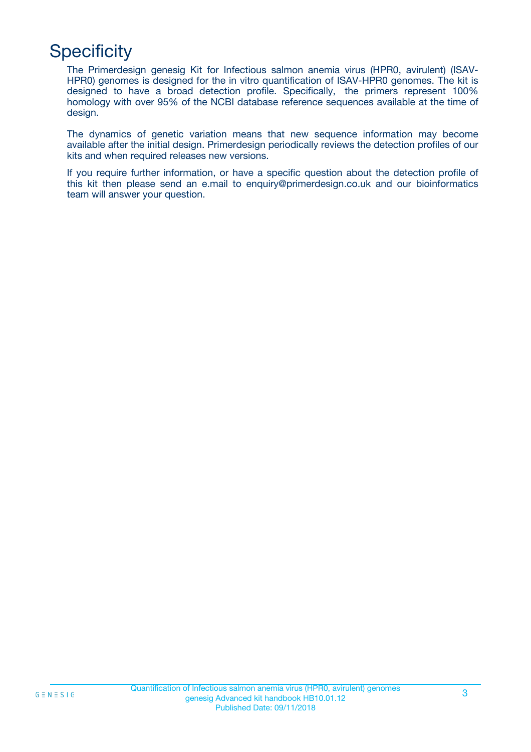# Specificity

The Primerdesign genesig Kit for Infectious salmon anemia virus (HPR0, avirulent) (ISAV-HPR0) genomes is designed for the in vitro quantification of ISAV-HPR0 genomes. The kit is designed to have a broad detection profile. Specifically, the primers represent 100% homology with over 95% of the NCBI database reference sequences available at the time of design.

The dynamics of genetic variation means that new sequence information may become available after the initial design. Primerdesign periodically reviews the detection profiles of our kits and when required releases new versions.

If you require further information, or have a specific question about the detection profile of this kit then please send an e.mail to enquiry@primerdesign.co.uk and our bioinformatics team will answer your question.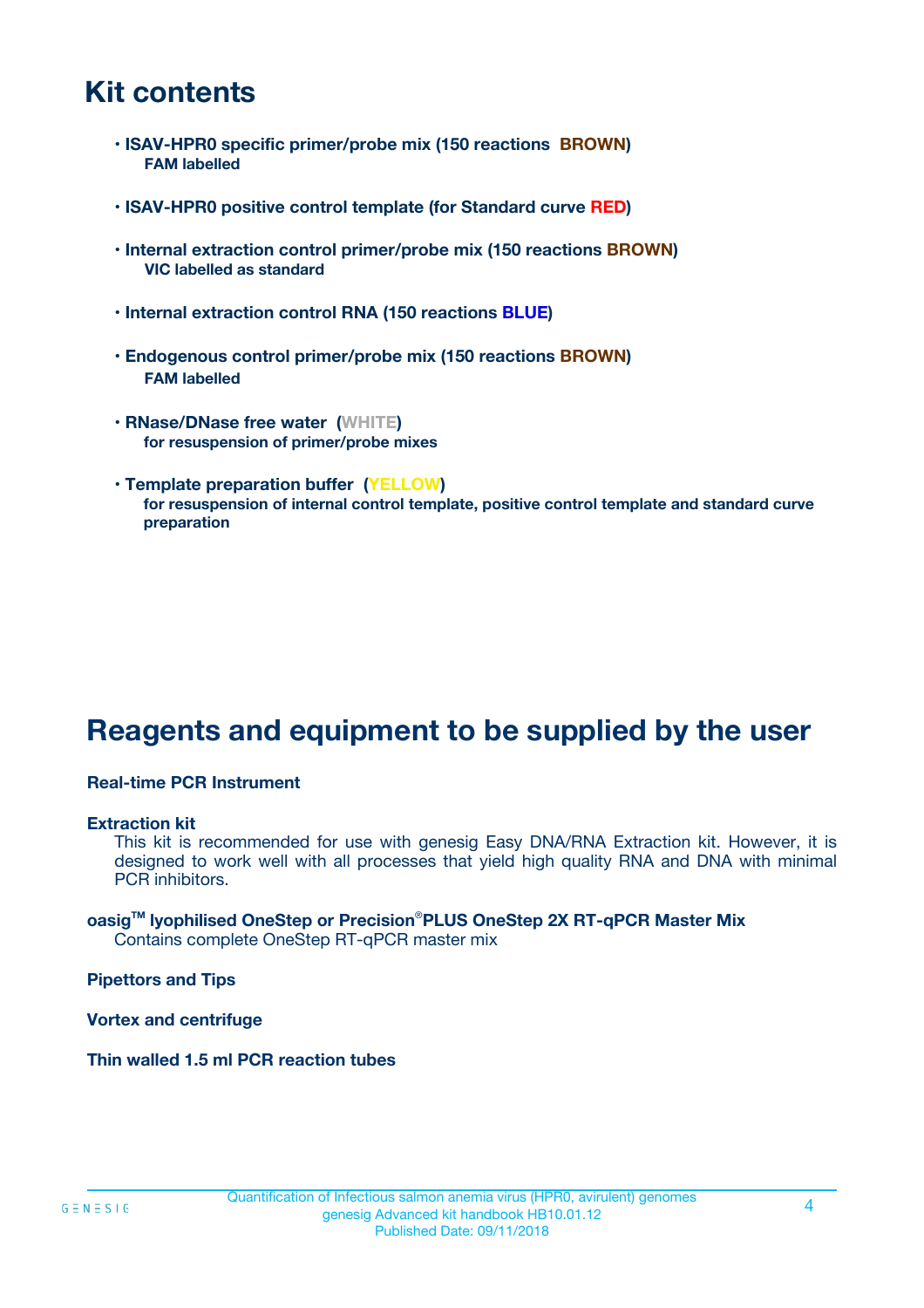# Kit contents

- **ISAV-HPR0 specific primer/probe mix (150 reactions BROWN)**
  **FAM labelled**

- **ISAV-HPR0 positive control template (for Standard curve RED)**

- **Internal extraction control primer/probe mix (150 reactions BROWN)**
  **VIC labelled as standard**

- **Internal extraction control RNA (150 reactions BLUE)**

- **Endogenous control primer/probe mix (150 reactions BROWN)**
  **FAM labelled**

- **RNase/DNase free water (WHITE)**
  **for resuspension of primer/probe mixes**

- **Template preparation buffer (YELLOW)**
  **for resuspension of internal control template, positive control template and standard curve preparation**

# Reagents and equipment to be supplied by the user

**Real-time PCR Instrument**

**Extraction kit**
This kit is recommended for use with genesig Easy DNA/RNA Extraction kit. However, it is designed to work well with all processes that yield high quality RNA and DNA with minimal PCR inhibitors.

**oasig™ lyophilised OneStep or Precision®PLUS OneStep 2X RT-qPCR Master Mix**
Contains complete OneStep RT-qPCR master mix

**Pipettors and Tips**

**Vortex and centrifuge**

**Thin walled 1.5 ml PCR reaction tubes**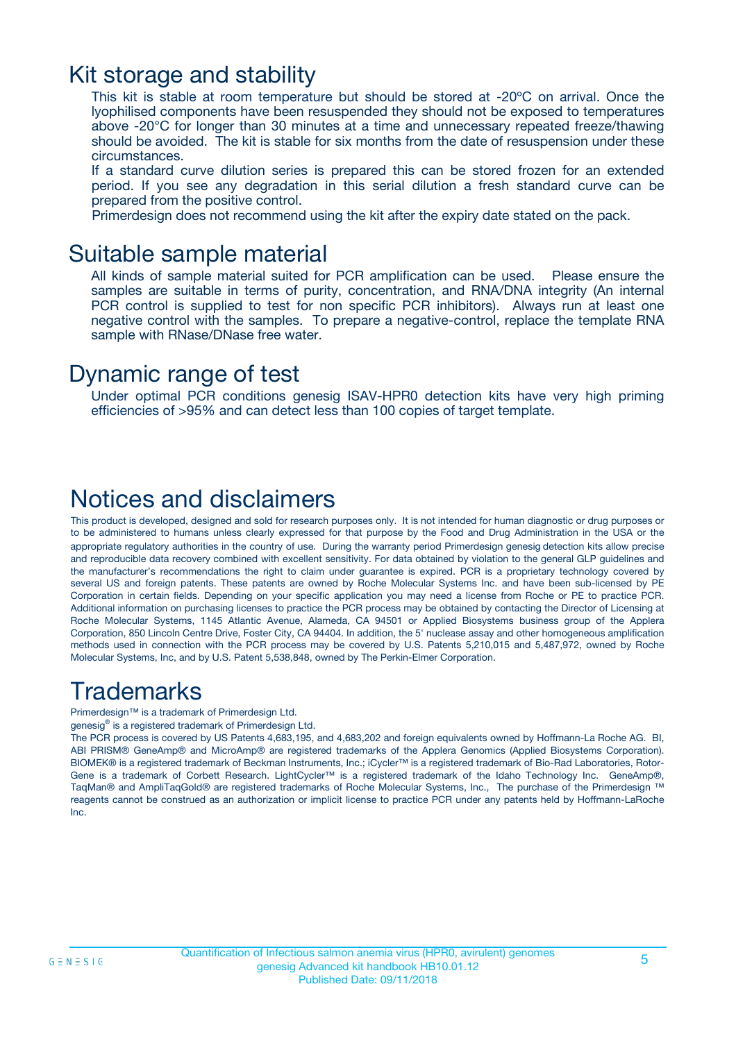# Kit storage and stability

This kit is stable at room temperature but should be stored at -20ºC on arrival. Once the lyophilised components have been resuspended they should not be exposed to temperatures above -20°C for longer than 30 minutes at a time and unnecessary repeated freeze/thawing should be avoided. The kit is stable for six months from the date of resuspension under these circumstances.

If a standard curve dilution series is prepared this can be stored frozen for an extended period. If you see any degradation in this serial dilution a fresh standard curve can be prepared from the positive control.

Primerdesign does not recommend using the kit after the expiry date stated on the pack.

# Suitable sample material

All kinds of sample material suited for PCR amplification can be used. Please ensure the samples are suitable in terms of purity, concentration, and RNA/DNA integrity (An internal PCR control is supplied to test for non specific PCR inhibitors). Always run at least one negative control with the samples. To prepare a negative-control, replace the template RNA sample with RNase/DNase free water.

# Dynamic range of test

Under optimal PCR conditions genesig ISAV-HPR0 detection kits have very high priming efficiencies of >95% and can detect less than 100 copies of target template.

# Notices and disclaimers

This product is developed, designed and sold for research purposes only. It is not intended for human diagnostic or drug purposes or to be administered to humans unless clearly expressed for that purpose by the Food and Drug Administration in the USA or the appropriate regulatory authorities in the country of use. During the warranty period Primerdesign genesig detection kits allow precise and reproducible data recovery combined with excellent sensitivity. For data obtained by violation to the general GLP guidelines and the manufacturer's recommendations the right to claim under guarantee is expired. PCR is a proprietary technology covered by several US and foreign patents. These patents are owned by Roche Molecular Systems Inc. and have been sub-licensed by PE Corporation in certain fields. Depending on your specific application you may need a license from Roche or PE to practice PCR. Additional information on purchasing licenses to practice the PCR process may be obtained by contacting the Director of Licensing at Roche Molecular Systems, 1145 Atlantic Avenue, Alameda, CA 94501 or Applied Biosystems business group of the Applera Corporation, 850 Lincoln Centre Drive, Foster City, CA 94404. In addition, the 5' nuclease assay and other homogeneous amplification methods used in connection with the PCR process may be covered by U.S. Patents 5,210,015 and 5,487,972, owned by Roche Molecular Systems, Inc, and by U.S. Patent 5,538,848, owned by The Perkin-Elmer Corporation.

# Trademarks

Primerdesign™ is a trademark of Primerdesign Ltd.

genesig® is a registered trademark of Primerdesign Ltd.

The PCR process is covered by US Patents 4,683,195, and 4,683,202 and foreign equivalents owned by Hoffmann-La Roche AG. BI, ABI PRISM® GeneAmp® and MicroAmp® are registered trademarks of the Applera Genomics (Applied Biosystems Corporation). BIOMEK® is a registered trademark of Beckman Instruments, Inc.; iCycler™ is a registered trademark of Bio-Rad Laboratories, Rotor-Gene is a trademark of Corbett Research. LightCycler™ is a registered trademark of the Idaho Technology Inc. GeneAmp®, TaqMan® and AmpliTaqGold® are registered trademarks of Roche Molecular Systems, Inc., The purchase of the Primerdesign ™ reagents cannot be construed as an authorization or implicit license to practice PCR under any patents held by Hoffmann-LaRoche Inc.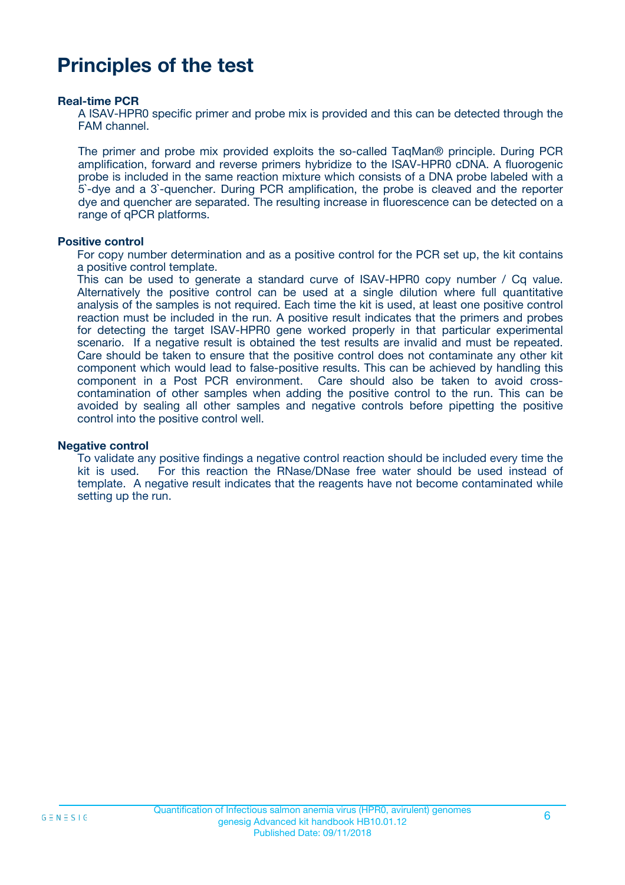# Principles of the test

### Real-time PCR

A ISAV-HPR0 specific primer and probe mix is provided and this can be detected through the FAM channel.

The primer and probe mix provided exploits the so-called TaqMan® principle. During PCR amplification, forward and reverse primers hybridize to the ISAV-HPR0 cDNA. A fluorogenic probe is included in the same reaction mixture which consists of a DNA probe labeled with a 5`-dye and a 3`-quencher. During PCR amplification, the probe is cleaved and the reporter dye and quencher are separated. The resulting increase in fluorescence can be detected on a range of qPCR platforms.

### Positive control

For copy number determination and as a positive control for the PCR set up, the kit contains a positive control template.
This can be used to generate a standard curve of ISAV-HPR0 copy number / Cq value. Alternatively the positive control can be used at a single dilution where full quantitative analysis of the samples is not required. Each time the kit is used, at least one positive control reaction must be included in the run. A positive result indicates that the primers and probes for detecting the target ISAV-HPR0 gene worked properly in that particular experimental scenario. If a negative result is obtained the test results are invalid and must be repeated. Care should be taken to ensure that the positive control does not contaminate any other kit component which would lead to false-positive results. This can be achieved by handling this component in a Post PCR environment. Care should also be taken to avoid cross-contamination of other samples when adding the positive control to the run. This can be avoided by sealing all other samples and negative controls before pipetting the positive control into the positive control well.

### Negative control

To validate any positive findings a negative control reaction should be included every time the kit is used. For this reaction the RNase/DNase free water should be used instead of template. A negative result indicates that the reagents have not become contaminated while setting up the run.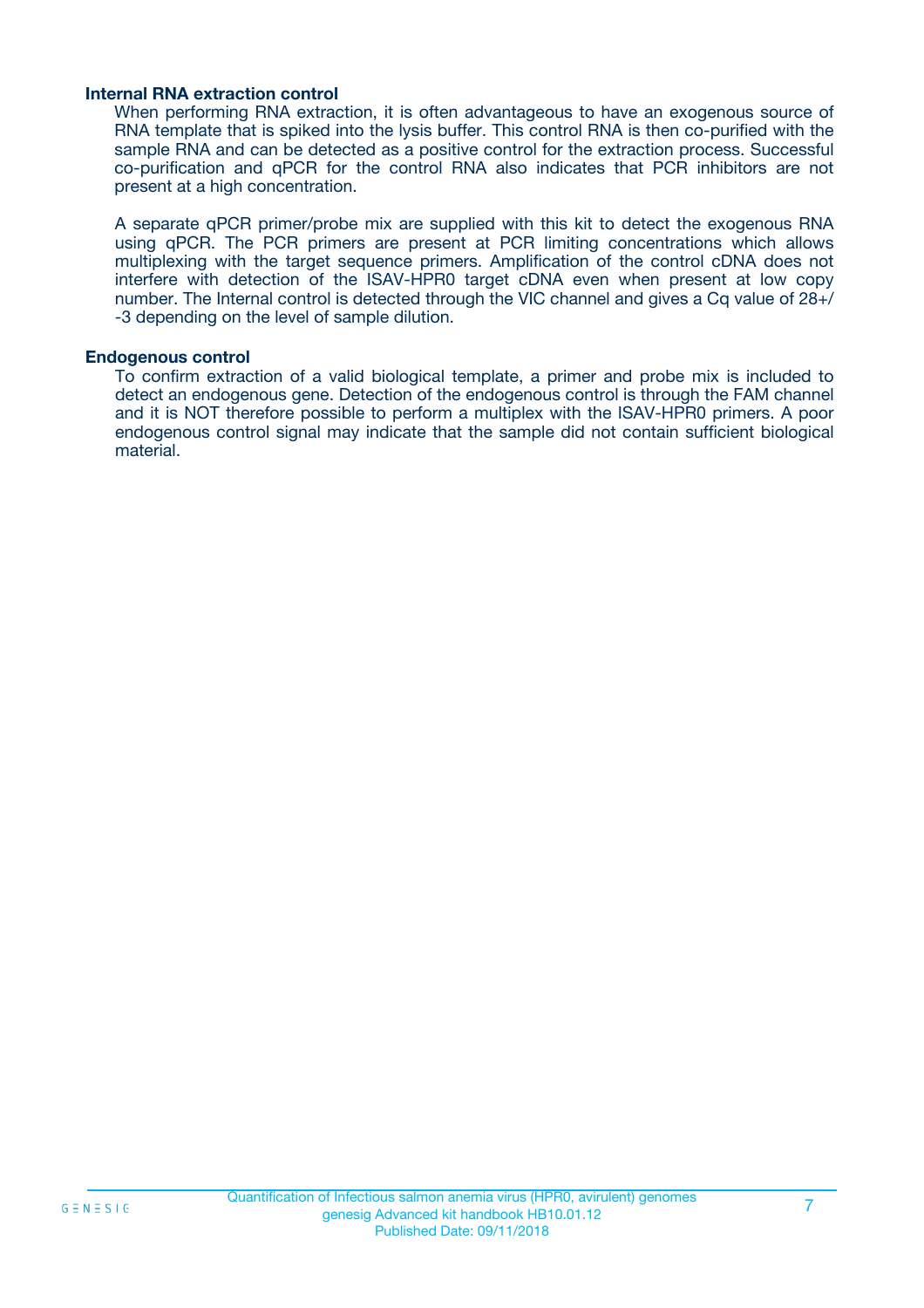### Internal RNA extraction control

When performing RNA extraction, it is often advantageous to have an exogenous source of RNA template that is spiked into the lysis buffer. This control RNA is then co-purified with the sample RNA and can be detected as a positive control for the extraction process. Successful co-purification and qPCR for the control RNA also indicates that PCR inhibitors are not present at a high concentration.

A separate qPCR primer/probe mix are supplied with this kit to detect the exogenous RNA using qPCR. The PCR primers are present at PCR limiting concentrations which allows multiplexing with the target sequence primers. Amplification of the control cDNA does not interfere with detection of the ISAV-HPR0 target cDNA even when present at low copy number. The Internal control is detected through the VIC channel and gives a Cq value of 28+/-3 depending on the level of sample dilution.

### Endogenous control

To confirm extraction of a valid biological template, a primer and probe mix is included to detect an endogenous gene. Detection of the endogenous control is through the FAM channel and it is NOT therefore possible to perform a multiplex with the ISAV-HPR0 primers. A poor endogenous control signal may indicate that the sample did not contain sufficient biological material.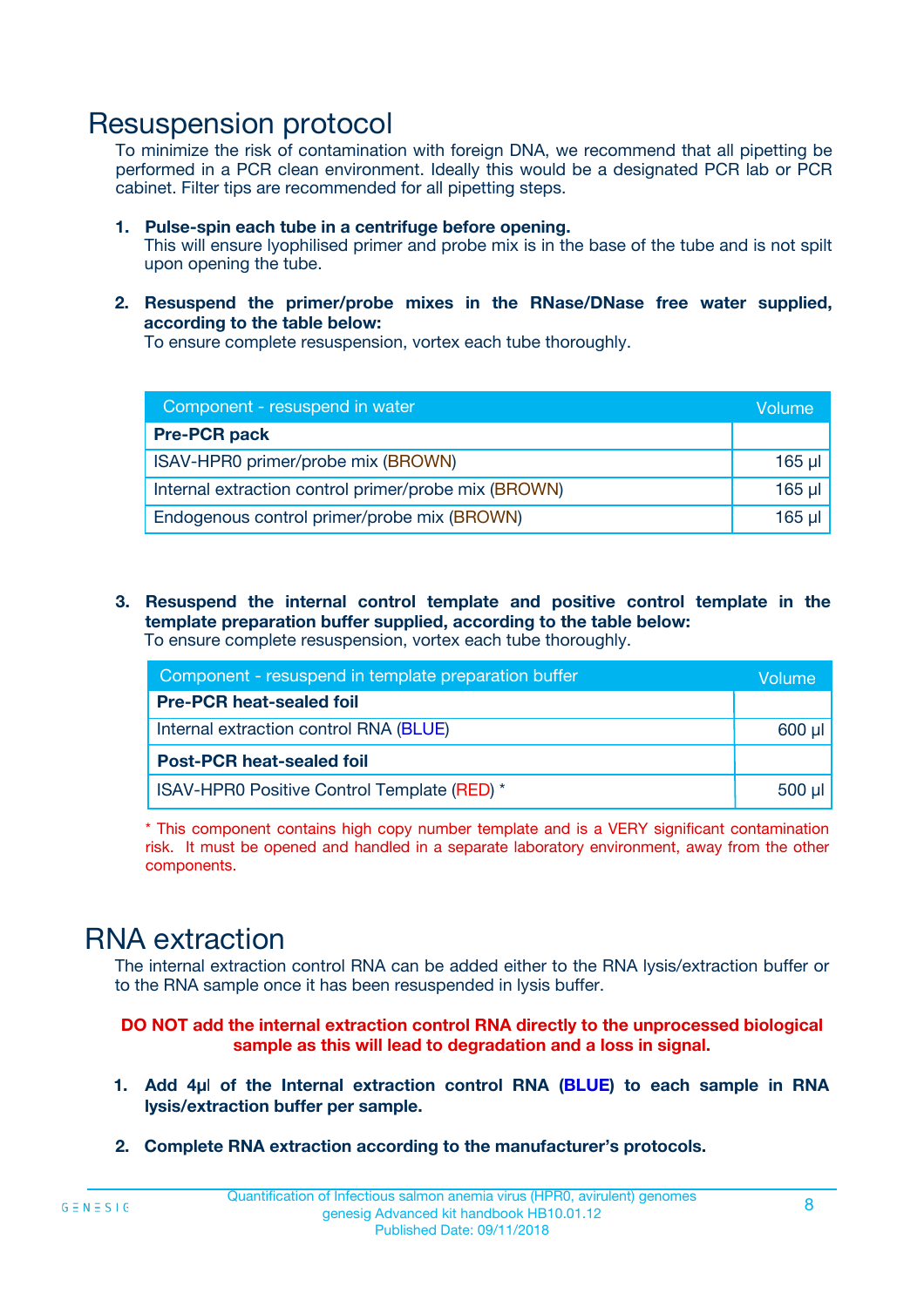# Resuspension protocol

To minimize the risk of contamination with foreign DNA, we recommend that all pipetting be performed in a PCR clean environment. Ideally this would be a designated PCR lab or PCR cabinet. Filter tips are recommended for all pipetting steps.

1. **Pulse-spin each tube in a centrifuge before opening.**
   This will ensure lyophilised primer and probe mix is in the base of the tube and is not spilt upon opening the tube.

2. **Resuspend the primer/probe mixes in the RNase/DNase free water supplied, according to the table below:**
   To ensure complete resuspension, vortex each tube thoroughly.

| Component - resuspend in water | Volume |
|---|---|
| **Pre-PCR pack** | |
| ISAV-HPR0 primer/probe mix (BROWN) | 165 µl |
| Internal extraction control primer/probe mix (BROWN) | 165 µl |
| Endogenous control primer/probe mix (BROWN) | 165 µl |

3. **Resuspend the internal control template and positive control template in the template preparation buffer supplied, according to the table below:**
   To ensure complete resuspension, vortex each tube thoroughly.

| Component - resuspend in template preparation buffer | Volume |
|---|---|
| **Pre-PCR heat-sealed foil** | |
| Internal extraction control RNA (BLUE) | 600 µl |
| **Post-PCR heat-sealed foil** | |
| ISAV-HPR0 Positive Control Template (RED) * | 500 µl |

* This component contains high copy number template and is a VERY significant contamination risk. It must be opened and handled in a separate laboratory environment, away from the other components.

# RNA extraction

The internal extraction control RNA can be added either to the RNA lysis/extraction buffer or to the RNA sample once it has been resuspended in lysis buffer.

**DO NOT add the internal extraction control RNA directly to the unprocessed biological sample as this will lead to degradation and a loss in signal.**

1. **Add 4µl of the Internal extraction control RNA (BLUE) to each sample in RNA lysis/extraction buffer per sample.**

2. **Complete RNA extraction according to the manufacturer's protocols.**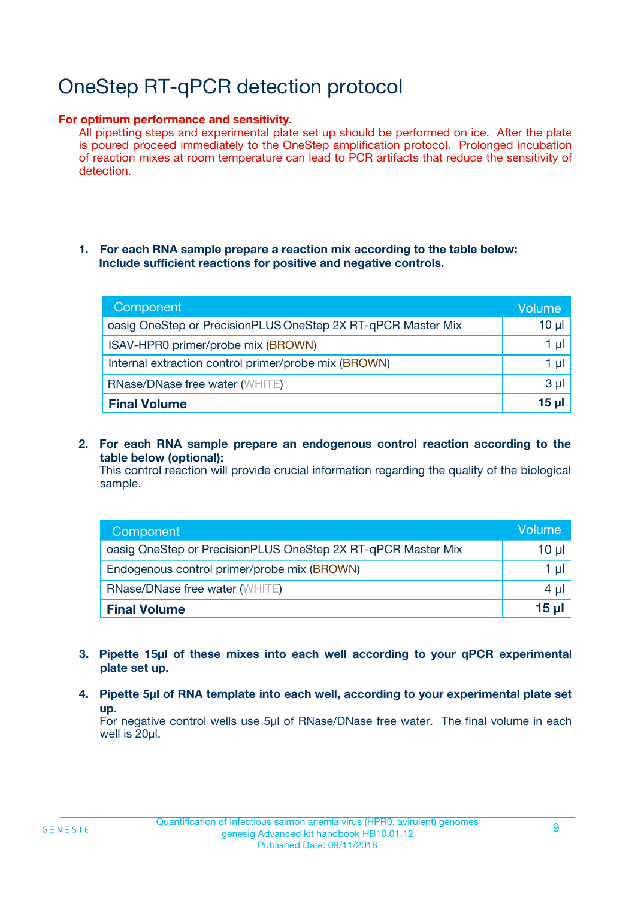# OneStep RT-qPCR detection protocol

**For optimum performance and sensitivity.**

All pipetting steps and experimental plate set up should be performed on ice. After the plate is poured proceed immediately to the OneStep amplification protocol. Prolonged incubation of reaction mixes at room temperature can lead to PCR artifacts that reduce the sensitivity of detection.

1. **For each RNA sample prepare a reaction mix according to the table below: Include sufficient reactions for positive and negative controls.**

| Component | Volume |
|---|---|
| oasig OneStep or PrecisionPLUS OneStep 2X RT-qPCR Master Mix | 10 µl |
| ISAV-HPR0 primer/probe mix (BROWN) | 1 µl |
| Internal extraction control primer/probe mix (BROWN) | 1 µl |
| RNase/DNase free water (WHITE) | 3 µl |
| **Final Volume** | **15 µl** |

2. **For each RNA sample prepare an endogenous control reaction according to the table below (optional):**
   This control reaction will provide crucial information regarding the quality of the biological sample.

| Component | Volume |
|---|---|
| oasig OneStep or PrecisionPLUS OneStep 2X RT-qPCR Master Mix | 10 µl |
| Endogenous control primer/probe mix (BROWN) | 1 µl |
| RNase/DNase free water (WHITE) | 4 µl |
| **Final Volume** | **15 µl** |

3. **Pipette 15µl of these mixes into each well according to your qPCR experimental plate set up.**

4. **Pipette 5µl of RNA template into each well, according to your experimental plate set up.**
   For negative control wells use 5µl of RNase/DNase free water. The final volume in each well is 20µl.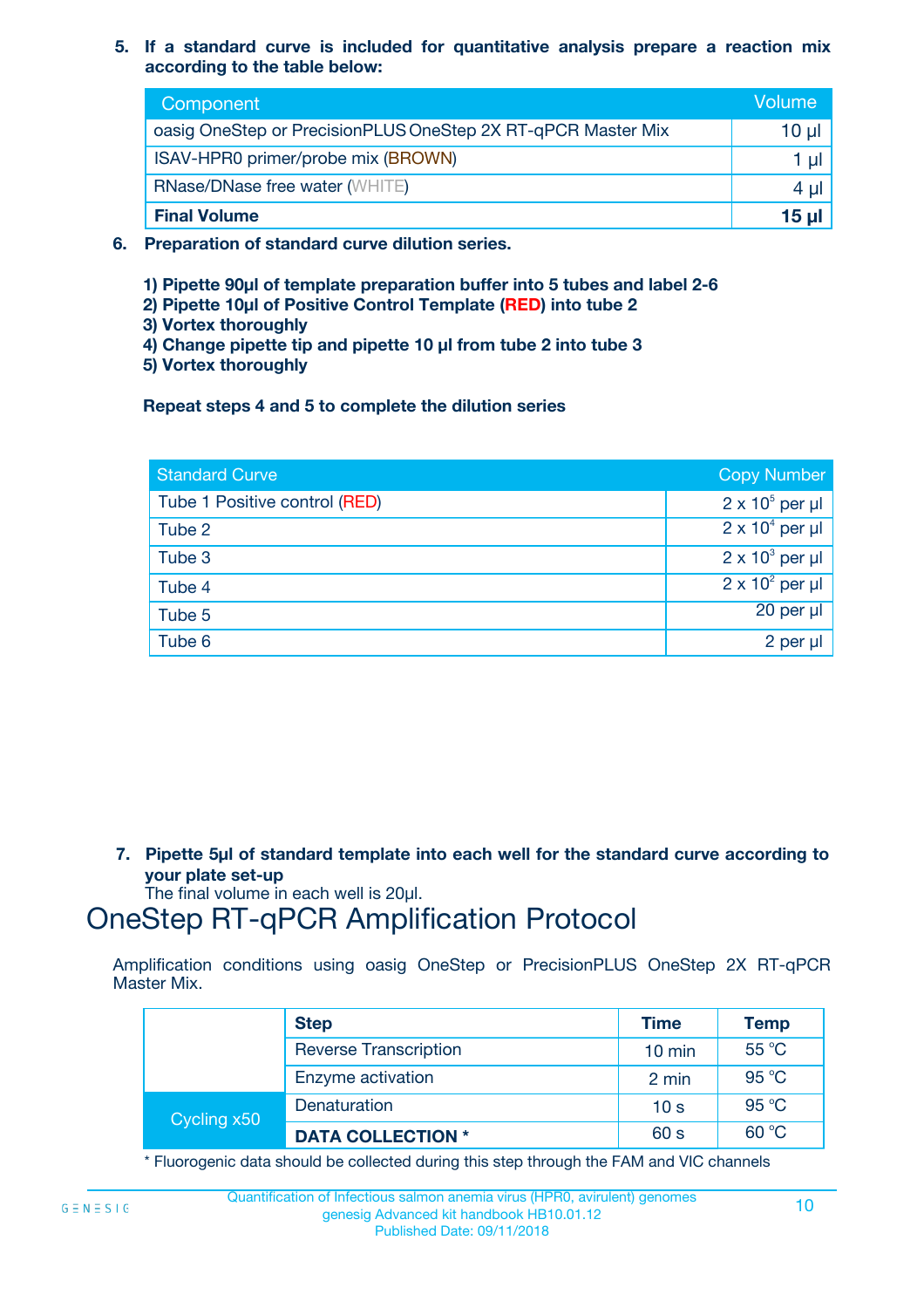5. **If a standard curve is included for quantitative analysis prepare a reaction mix according to the table below:**

| Component | Volume |
|---|---|
| oasig OneStep or PrecisionPLUS OneStep 2X RT-qPCR Master Mix | 10 µl |
| ISAV-HPR0 primer/probe mix (BROWN) | 1 µl |
| RNase/DNase free water (WHITE) | 4 µl |
| **Final Volume** | **15 µl** |

6. **Preparation of standard curve dilution series.**

   **1) Pipette 90µl of template preparation buffer into 5 tubes and label 2-6**
   **2) Pipette 10µl of Positive Control Template (RED) into tube 2**
   **3) Vortex thoroughly**
   **4) Change pipette tip and pipette 10 µl from tube 2 into tube 3**
   **5) Vortex thoroughly**

   **Repeat steps 4 and 5 to complete the dilution series**

| Standard Curve | Copy Number |
|---|---|
| Tube 1 Positive control (RED) | $2 \times 10^5$ per µl |
| Tube 2 | $2 \times 10^4$ per µl |
| Tube 3 | $2 \times 10^3$ per µl |
| Tube 4 | $2 \times 10^2$ per µl |
| Tube 5 | 20 per µl |
| Tube 6 | 2 per µl |

7. **Pipette 5µl of standard template into each well for the standard curve according to your plate set-up**
   The final volume in each well is 20µl.

# OneStep RT-qPCR Amplification Protocol

Amplification conditions using oasig OneStep or PrecisionPLUS OneStep 2X RT-qPCR Master Mix.

| | Step | Time | Temp |
|---|---|---|---|
| | Reverse Transcription | 10 min | 55 °C |
| | Enzyme activation | 2 min | 95 °C |
| Cycling x50 | Denaturation | 10 s | 95 °C |
| | **DATA COLLECTION *** | 60 s | 60 °C |

\* Fluorogenic data should be collected during this step through the FAM and VIC channels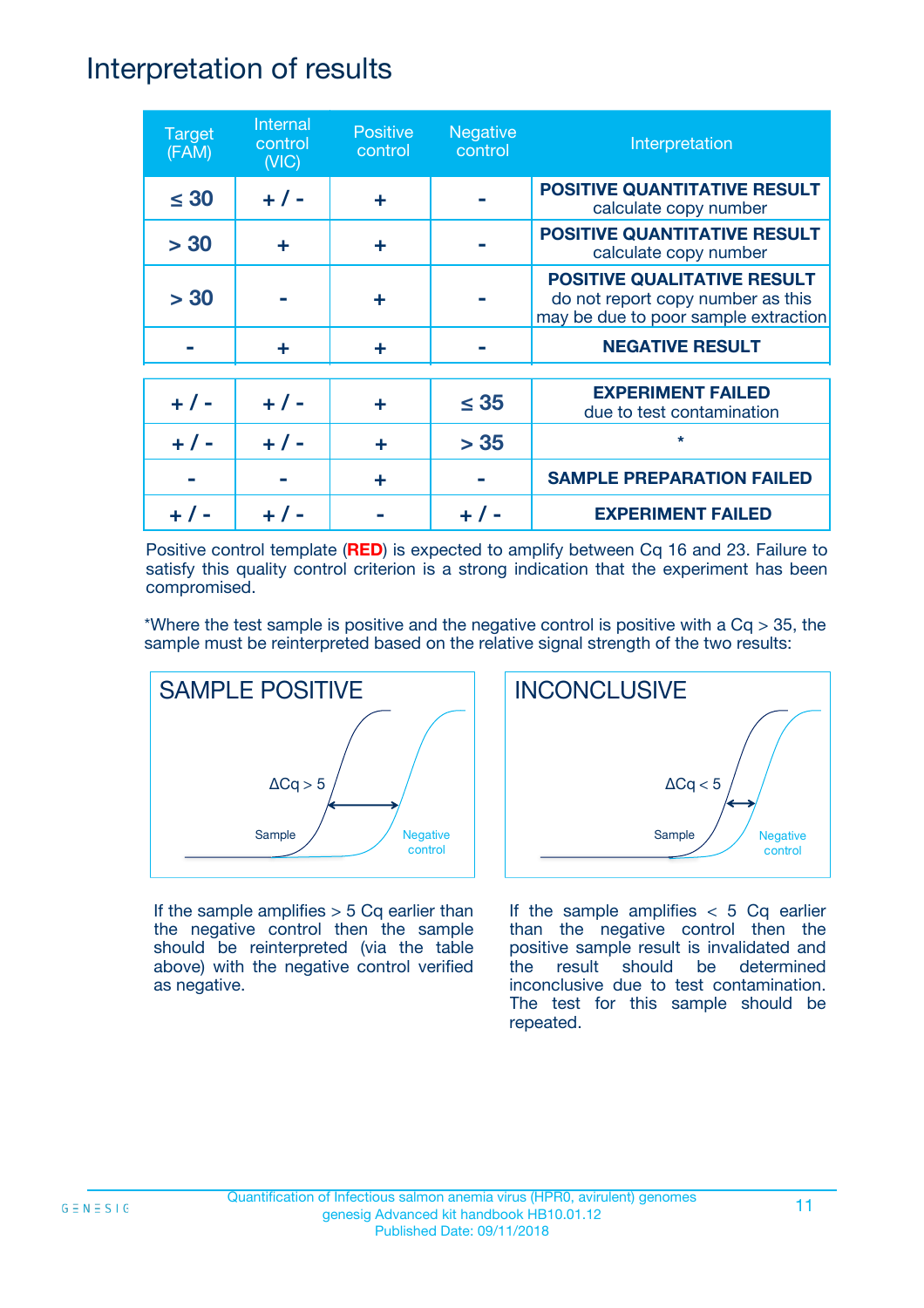# Interpretation of results

| Target (FAM) | Internal control (VIC) | Positive control | Negative control | Interpretation |
|---|---|---|---|---|
| ≤ 30 | + / - | + | - | **POSITIVE QUANTITATIVE RESULT** calculate copy number |
| > 30 | + | + | - | **POSITIVE QUANTITATIVE RESULT** calculate copy number |
| > 30 | - | + | - | **POSITIVE QUALITATIVE RESULT** do not report copy number as this may be due to poor sample extraction |
| - | + | + | - | **NEGATIVE RESULT** |
| + / - | + / - | + | ≤ 35 | **EXPERIMENT FAILED** due to test contamination |
| + / - | + / - | + | > 35 | * |
| - | - | + | - | **SAMPLE PREPARATION FAILED** |
| + / - | + / - | - | + / - | **EXPERIMENT FAILED** |

Positive control template (**RED**) is expected to amplify between Cq 16 and 23. Failure to satisfy this quality control criterion is a strong indication that the experiment has been compromised.

*Where the test sample is positive and the negative control is positive with a Cq > 35, the sample must be reinterpreted based on the relative signal strength of the two results:

## SAMPLE POSITIVE

ΔCq > 5

Sample — Negative control

If the sample amplifies > 5 Cq earlier than the negative control then the sample should be reinterpreted (via the table above) with the negative control verified as negative.

## INCONCLUSIVE

ΔCq < 5

Sample — Negative control

If the sample amplifies < 5 Cq earlier than the negative control then the positive sample result is invalidated and the result should be determined inconclusive due to test contamination. The test for this sample should be repeated.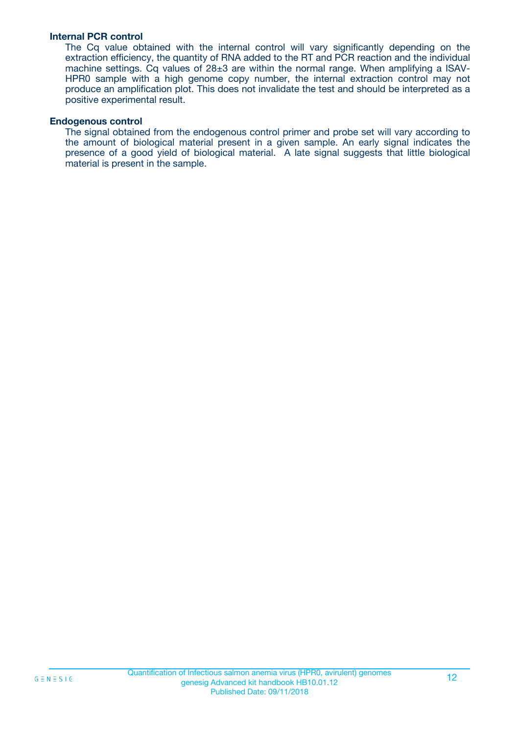### Internal PCR control

The Cq value obtained with the internal control will vary significantly depending on the extraction efficiency, the quantity of RNA added to the RT and PCR reaction and the individual machine settings. Cq values of 28±3 are within the normal range. When amplifying a ISAV-HPR0 sample with a high genome copy number, the internal extraction control may not produce an amplification plot. This does not invalidate the test and should be interpreted as a positive experimental result.

### Endogenous control

The signal obtained from the endogenous control primer and probe set will vary according to the amount of biological material present in a given sample. An early signal indicates the presence of a good yield of biological material. A late signal suggests that little biological material is present in the sample.